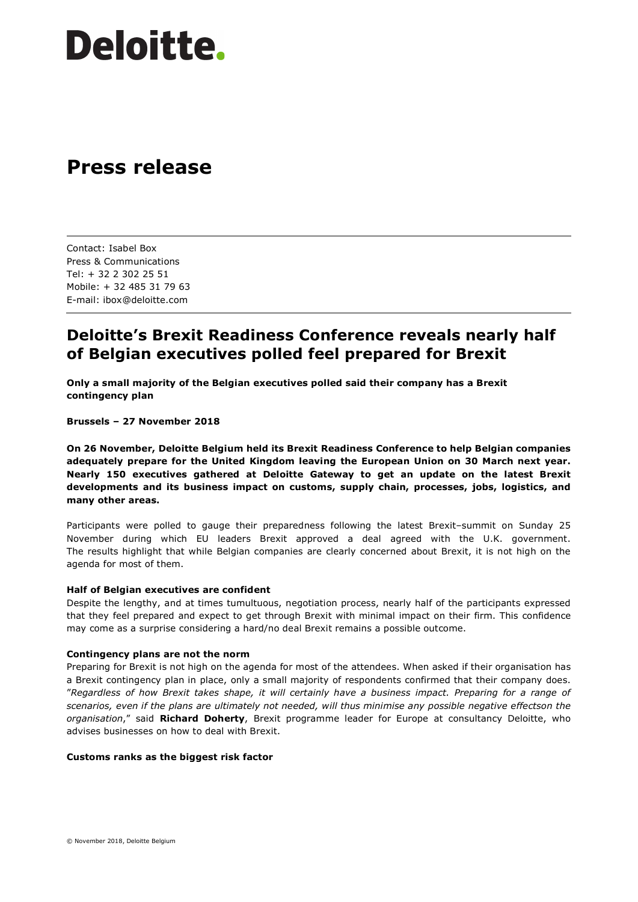# Deloitte.

## Press release

Contact: Isabel Box
Press & Communications
Tel: + 32 2 302 25 51
Mobile: + 32 485 31 79 63
E-mail: ibox@deloitte.com

## Deloitte's Brexit Readiness Conference reveals nearly half of Belgian executives polled feel prepared for Brexit

**Only a small majority of the Belgian executives polled said their company has a Brexit contingency plan**

**Brussels – 27 November 2018**

**On 26 November, Deloitte Belgium held its Brexit Readiness Conference to help Belgian companies adequately prepare for the United Kingdom leaving the European Union on 30 March next year. Nearly 150 executives gathered at Deloitte Gateway to get an update on the latest Brexit developments and its business impact on customs, supply chain, processes, jobs, logistics, and many other areas.**

Participants were polled to gauge their preparedness following the latest Brexit–summit on Sunday 25 November during which EU leaders Brexit approved a deal agreed with the U.K. government. The results highlight that while Belgian companies are clearly concerned about Brexit, it is not high on the agenda for most of them.

**Half of Belgian executives are confident**

Despite the lengthy, and at times tumultuous, negotiation process, nearly half of the participants expressed that they feel prepared and expect to get through Brexit with minimal impact on their firm. This confidence may come as a surprise considering a hard/no deal Brexit remains a possible outcome.

**Contingency plans are not the norm**

Preparing for Brexit is not high on the agenda for most of the attendees. When asked if their organisation has a Brexit contingency plan in place, only a small majority of respondents confirmed that their company does. "*Regardless of how Brexit takes shape, it will certainly have a business impact. Preparing for a range of scenarios, even if the plans are ultimately not needed, will thus minimise any possible negative effectson the organisation*," said **Richard Doherty**, Brexit programme leader for Europe at consultancy Deloitte, who advises businesses on how to deal with Brexit.

**Customs ranks as the biggest risk factor**

© November 2018, Deloitte Belgium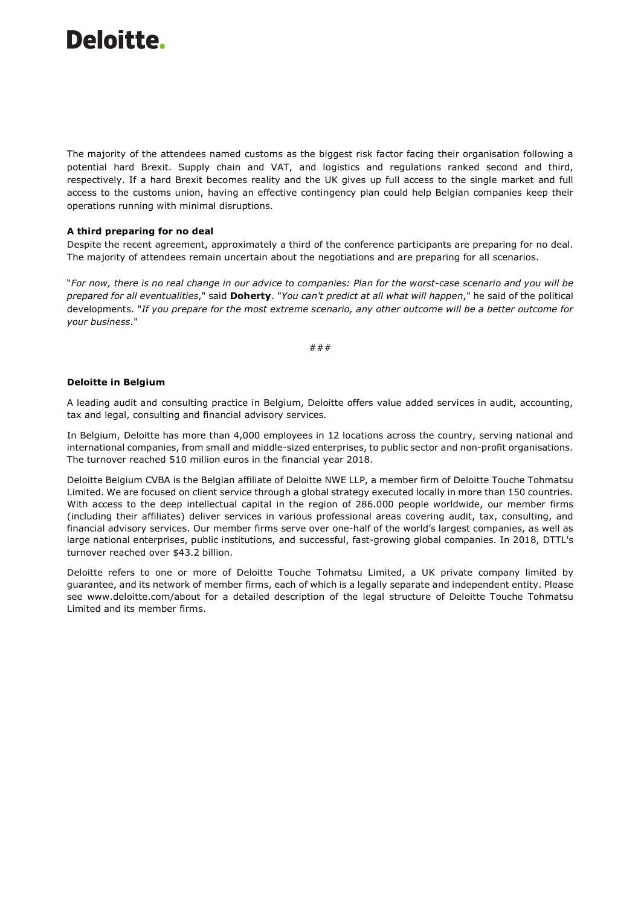The majority of the attendees named customs as the biggest risk factor facing their organisation following a potential hard Brexit. Supply chain and VAT, and logistics and regulations ranked second and third, respectively. If a hard Brexit becomes reality and the UK gives up full access to the single market and full access to the customs union, having an effective contingency plan could help Belgian companies keep their operations running with minimal disruptions.

**A third preparing for no deal**

Despite the recent agreement, approximately a third of the conference participants are preparing for no deal. The majority of attendees remain uncertain about the negotiations and are preparing for all scenarios.

"*For now, there is no real change in our advice to companies: Plan for the worst-case scenario and you will be prepared for all eventualities*," said **Doherty**. "*You can't predict at all what will happen*," he said of the political developments. "*If you prepare for the most extreme scenario, any other outcome will be a better outcome for your business*."

###

**Deloitte in Belgium**

A leading audit and consulting practice in Belgium, Deloitte offers value added services in audit, accounting, tax and legal, consulting and financial advisory services.

In Belgium, Deloitte has more than 4,000 employees in 12 locations across the country, serving national and international companies, from small and middle-sized enterprises, to public sector and non-profit organisations. The turnover reached 510 million euros in the financial year 2018.

Deloitte Belgium CVBA is the Belgian affiliate of Deloitte NWE LLP, a member firm of Deloitte Touche Tohmatsu Limited. We are focused on client service through a global strategy executed locally in more than 150 countries. With access to the deep intellectual capital in the region of 286.000 people worldwide, our member firms (including their affiliates) deliver services in various professional areas covering audit, tax, consulting, and financial advisory services. Our member firms serve over one-half of the world's largest companies, as well as large national enterprises, public institutions, and successful, fast-growing global companies. In 2018, DTTL's turnover reached over $43.2 billion.

Deloitte refers to one or more of Deloitte Touche Tohmatsu Limited, a UK private company limited by guarantee, and its network of member firms, each of which is a legally separate and independent entity. Please see www.deloitte.com/about for a detailed description of the legal structure of Deloitte Touche Tohmatsu Limited and its member firms.